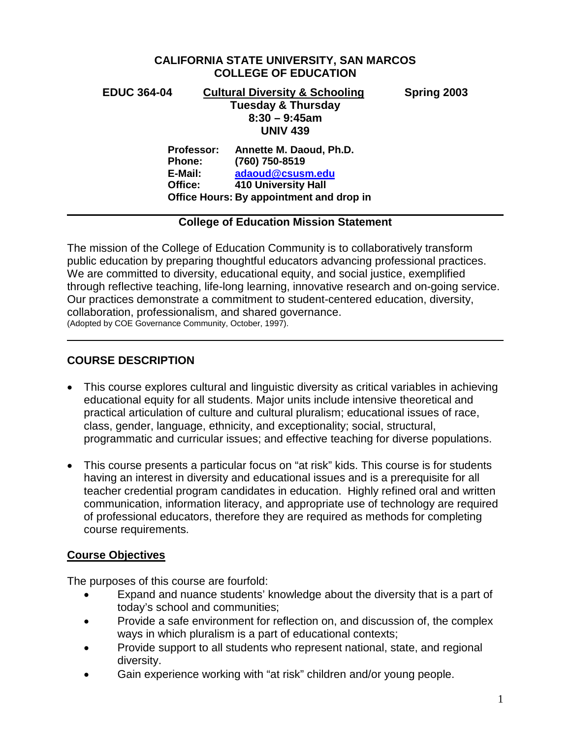**CALIFORNIA STATE UNIVERSITY, SAN MARCOS**
**COLLEGE OF EDUCATION**

**EDUC 364-04** **Cultural Diversity & Schooling** **Spring 2003**
**Tuesday & Thursday**
**8:30 – 9:45am**
**UNIV 439**

**Professor:** **Annette M. Daoud, Ph.D.**
**Phone:** **(760) 750-8519**
**E-Mail:** **adaoud@csusm.edu**
**Office:** **410 University Hall**
**Office Hours: By appointment and drop in**

---

**College of Education Mission Statement**

The mission of the College of Education Community is to collaboratively transform public education by preparing thoughtful educators advancing professional practices. We are committed to diversity, educational equity, and social justice, exemplified through reflective teaching, life-long learning, innovative research and on-going service. Our practices demonstrate a commitment to student-centered education, diversity, collaboration, professionalism, and shared governance.
(Adopted by COE Governance Community, October, 1997).

---

## COURSE DESCRIPTION

- This course explores cultural and linguistic diversity as critical variables in achieving educational equity for all students. Major units include intensive theoretical and practical articulation of culture and cultural pluralism; educational issues of race, class, gender, language, ethnicity, and exceptionality; social, structural, programmatic and curricular issues; and effective teaching for diverse populations.

- This course presents a particular focus on "at risk" kids. This course is for students having an interest in diversity and educational issues and is a prerequisite for all teacher credential program candidates in education. Highly refined oral and written communication, information literacy, and appropriate use of technology are required of professional educators, therefore they are required as methods for completing course requirements.

### Course Objectives

The purposes of this course are fourfold:

- Expand and nuance students' knowledge about the diversity that is a part of today's school and communities;
- Provide a safe environment for reflection on, and discussion of, the complex ways in which pluralism is a part of educational contexts;
- Provide support to all students who represent national, state, and regional diversity.
- Gain experience working with "at risk" children and/or young people.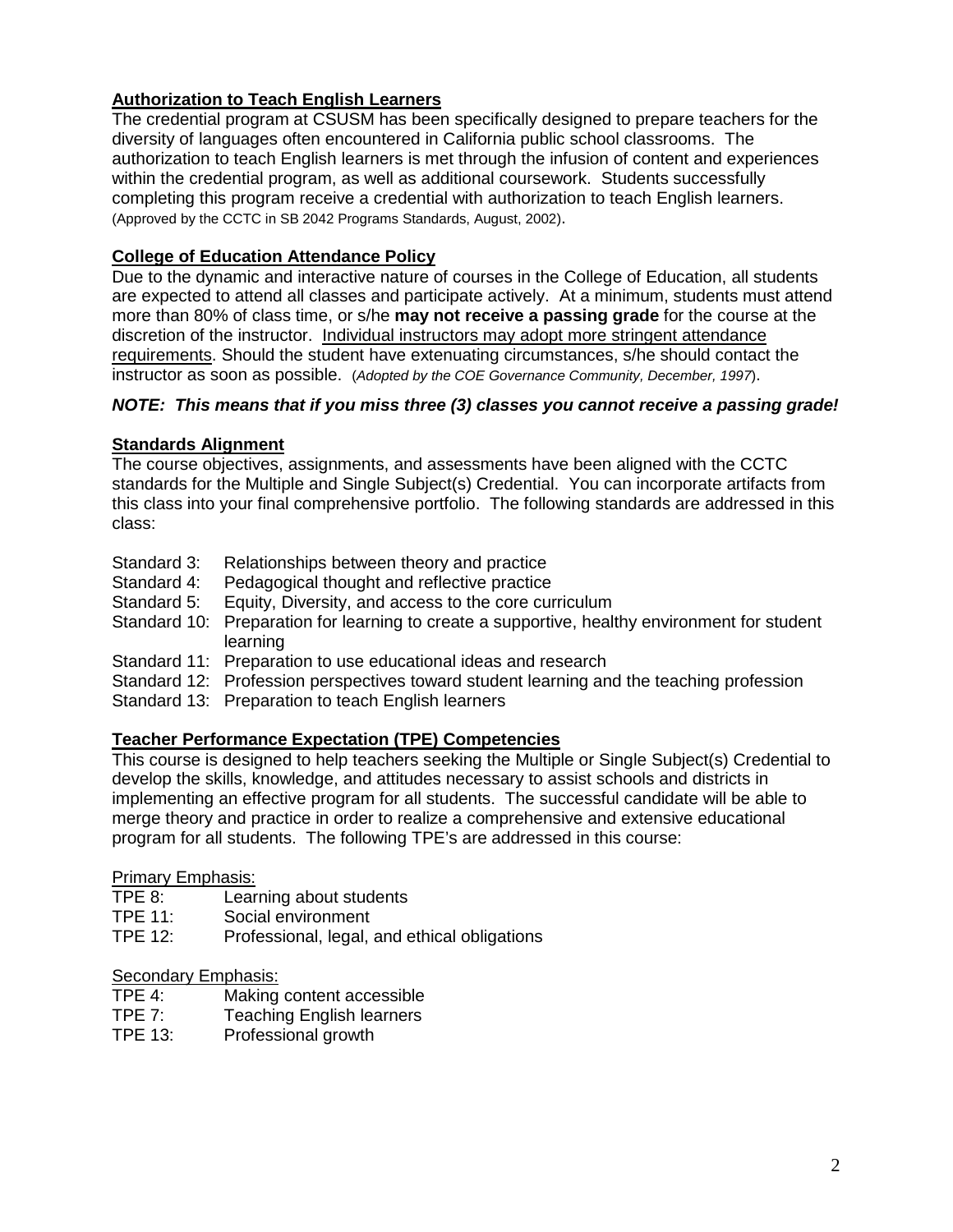**Authorization to Teach English Learners**

The credential program at CSUSM has been specifically designed to prepare teachers for the diversity of languages often encountered in California public school classrooms. The authorization to teach English learners is met through the infusion of content and experiences within the credential program, as well as additional coursework. Students successfully completing this program receive a credential with authorization to teach English learners. (Approved by the CCTC in SB 2042 Programs Standards, August, 2002).

**College of Education Attendance Policy**

Due to the dynamic and interactive nature of courses in the College of Education, all students are expected to attend all classes and participate actively. At a minimum, students must attend more than 80% of class time, or s/he **may not receive a passing grade** for the course at the discretion of the instructor. Individual instructors may adopt more stringent attendance requirements. Should the student have extenuating circumstances, s/he should contact the instructor as soon as possible. (*Adopted by the COE Governance Community, December, 1997*).

***NOTE: This means that if you miss three (3) classes you cannot receive a passing grade!***

**Standards Alignment**

The course objectives, assignments, and assessments have been aligned with the CCTC standards for the Multiple and Single Subject(s) Credential. You can incorporate artifacts from this class into your final comprehensive portfolio. The following standards are addressed in this class:

- Standard 3: Relationships between theory and practice
- Standard 4: Pedagogical thought and reflective practice
- Standard 5: Equity, Diversity, and access to the core curriculum
- Standard 10: Preparation for learning to create a supportive, healthy environment for student learning
- Standard 11: Preparation to use educational ideas and research
- Standard 12: Profession perspectives toward student learning and the teaching profession
- Standard 13: Preparation to teach English learners

**Teacher Performance Expectation (TPE) Competencies**

This course is designed to help teachers seeking the Multiple or Single Subject(s) Credential to develop the skills, knowledge, and attitudes necessary to assist schools and districts in implementing an effective program for all students. The successful candidate will be able to merge theory and practice in order to realize a comprehensive and extensive educational program for all students. The following TPE's are addressed in this course:

Primary Emphasis:

- TPE 8: Learning about students
- TPE 11: Social environment
- TPE 12: Professional, legal, and ethical obligations

Secondary Emphasis:

- TPE 4: Making content accessible
- TPE 7: Teaching English learners
- TPE 13: Professional growth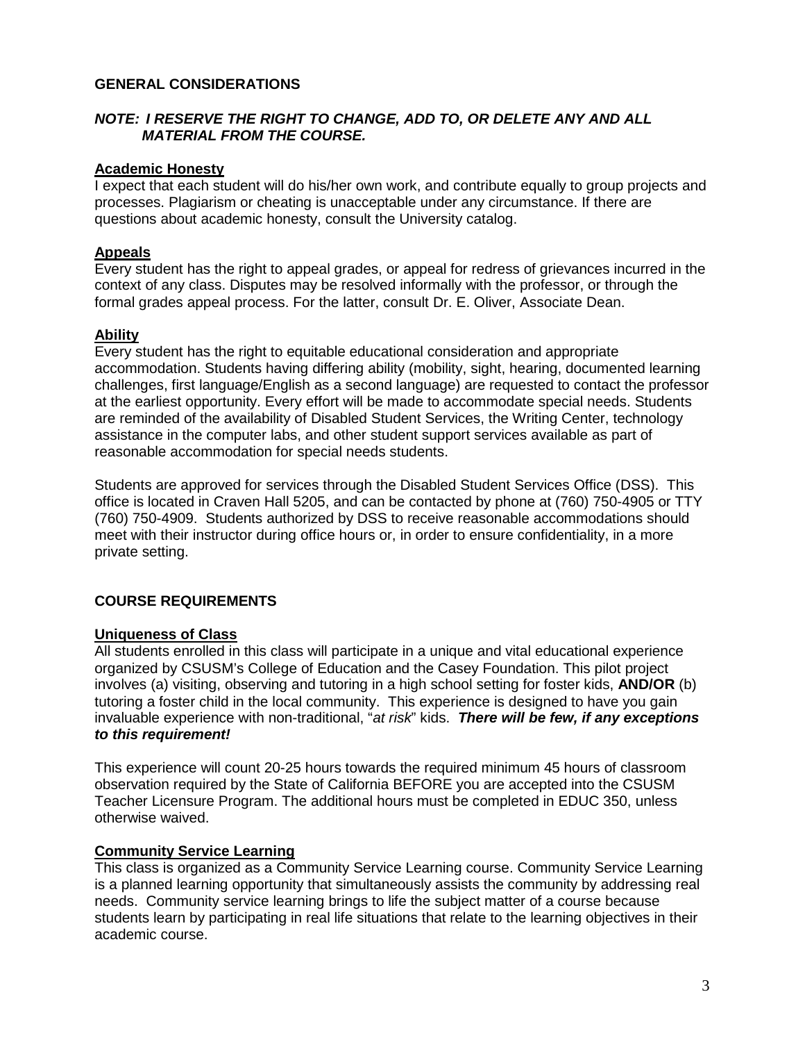## GENERAL CONSIDERATIONS

***NOTE: I RESERVE THE RIGHT TO CHANGE, ADD TO, OR DELETE ANY AND ALL MATERIAL FROM THE COURSE.***

### Academic Honesty

I expect that each student will do his/her own work, and contribute equally to group projects and processes. Plagiarism or cheating is unacceptable under any circumstance. If there are questions about academic honesty, consult the University catalog.

### Appeals

Every student has the right to appeal grades, or appeal for redress of grievances incurred in the context of any class. Disputes may be resolved informally with the professor, or through the formal grades appeal process. For the latter, consult Dr. E. Oliver, Associate Dean.

### Ability

Every student has the right to equitable educational consideration and appropriate accommodation. Students having differing ability (mobility, sight, hearing, documented learning challenges, first language/English as a second language) are requested to contact the professor at the earliest opportunity. Every effort will be made to accommodate special needs. Students are reminded of the availability of Disabled Student Services, the Writing Center, technology assistance in the computer labs, and other student support services available as part of reasonable accommodation for special needs students.

Students are approved for services through the Disabled Student Services Office (DSS). This office is located in Craven Hall 5205, and can be contacted by phone at (760) 750-4905 or TTY (760) 750-4909. Students authorized by DSS to receive reasonable accommodations should meet with their instructor during office hours or, in order to ensure confidentiality, in a more private setting.

## COURSE REQUIREMENTS

### Uniqueness of Class

All students enrolled in this class will participate in a unique and vital educational experience organized by CSUSM's College of Education and the Casey Foundation. This pilot project involves (a) visiting, observing and tutoring in a high school setting for foster kids, **AND/OR** (b) tutoring a foster child in the local community. This experience is designed to have you gain invaluable experience with non-traditional, "*at risk*" kids. ***There will be few, if any exceptions to this requirement!***

This experience will count 20-25 hours towards the required minimum 45 hours of classroom observation required by the State of California BEFORE you are accepted into the CSUSM Teacher Licensure Program. The additional hours must be completed in EDUC 350, unless otherwise waived.

### Community Service Learning

This class is organized as a Community Service Learning course. Community Service Learning is a planned learning opportunity that simultaneously assists the community by addressing real needs. Community service learning brings to life the subject matter of a course because students learn by participating in real life situations that relate to the learning objectives in their academic course.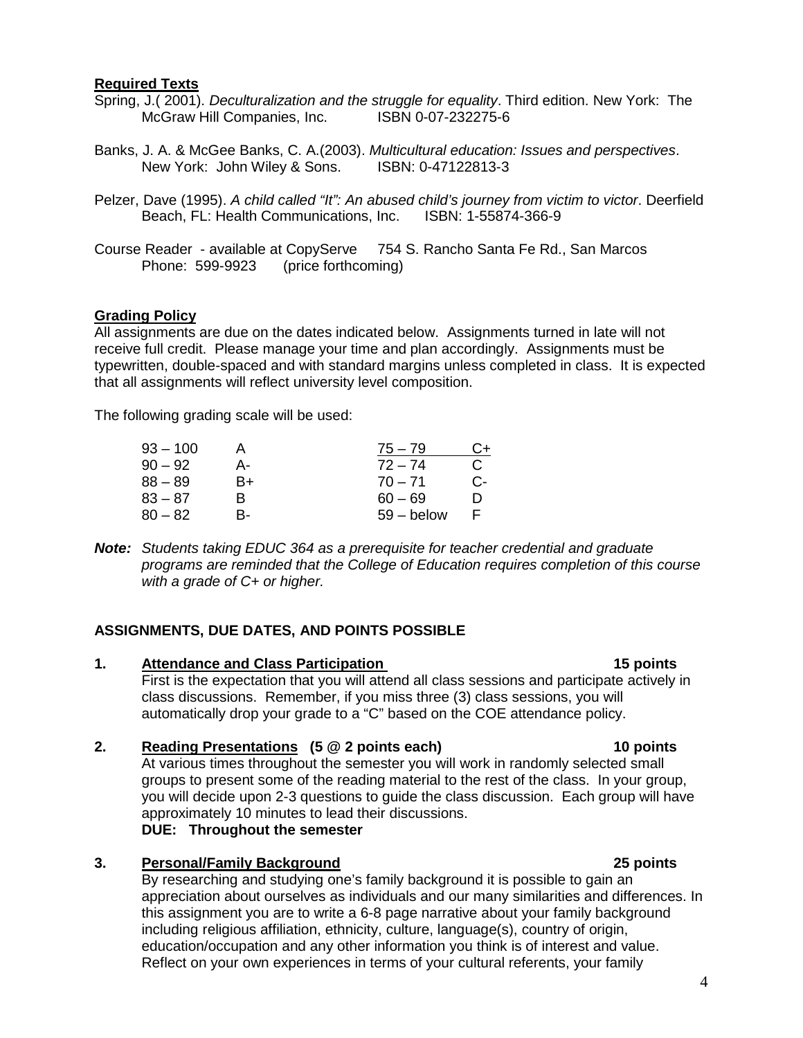**Required Texts**

Spring, J.( 2001). *Deculturalization and the struggle for equality*. Third edition. New York: The McGraw Hill Companies, Inc. ISBN 0-07-232275-6

Banks, J. A. & McGee Banks, C. A.(2003). *Multicultural education: Issues and perspectives*. New York: John Wiley & Sons. ISBN: 0-47122813-3

Pelzer, Dave (1995). *A child called "It": An abused child's journey from victim to victor*. Deerfield Beach, FL: Health Communications, Inc. ISBN: 1-55874-366-9

Course Reader - available at CopyServe 754 S. Rancho Santa Fe Rd., San Marcos Phone: 599-9923 (price forthcoming)

**Grading Policy**

All assignments are due on the dates indicated below. Assignments turned in late will not receive full credit. Please manage your time and plan accordingly. Assignments must be typewritten, double-spaced and with standard margins unless completed in class. It is expected that all assignments will reflect university level composition.

The following grading scale will be used:

| | | | |
|---|---|---|---|
| 93 – 100 | A | 75 – 79 | C+ |
| 90 – 92 | A- | 72 – 74 | C |
| 88 – 89 | B+ | 70 – 71 | C- |
| 83 – 87 | B | 60 – 69 | D |
| 80 – 82 | B- | 59 – below | F |

***Note:*** *Students taking EDUC 364 as a prerequisite for teacher credential and graduate programs are reminded that the College of Education requires completion of this course with a grade of C+ or higher.*

**ASSIGNMENTS, DUE DATES, AND POINTS POSSIBLE**

1. **Attendance and Class Participation** **15 points**
   First is the expectation that you will attend all class sessions and participate actively in class discussions. Remember, if you miss three (3) class sessions, you will automatically drop your grade to a "C" based on the COE attendance policy.

2. **Reading Presentations (5 @ 2 points each)** **10 points**
   At various times throughout the semester you will work in randomly selected small groups to present some of the reading material to the rest of the class. In your group, you will decide upon 2-3 questions to guide the class discussion. Each group will have approximately 10 minutes to lead their discussions.
   **DUE: Throughout the semester**

3. **Personal/Family Background** **25 points**
   By researching and studying one's family background it is possible to gain an appreciation about ourselves as individuals and our many similarities and differences. In this assignment you are to write a 6-8 page narrative about your family background including religious affiliation, ethnicity, culture, language(s), country of origin, education/occupation and any other information you think is of interest and value. Reflect on your own experiences in terms of your cultural referents, your family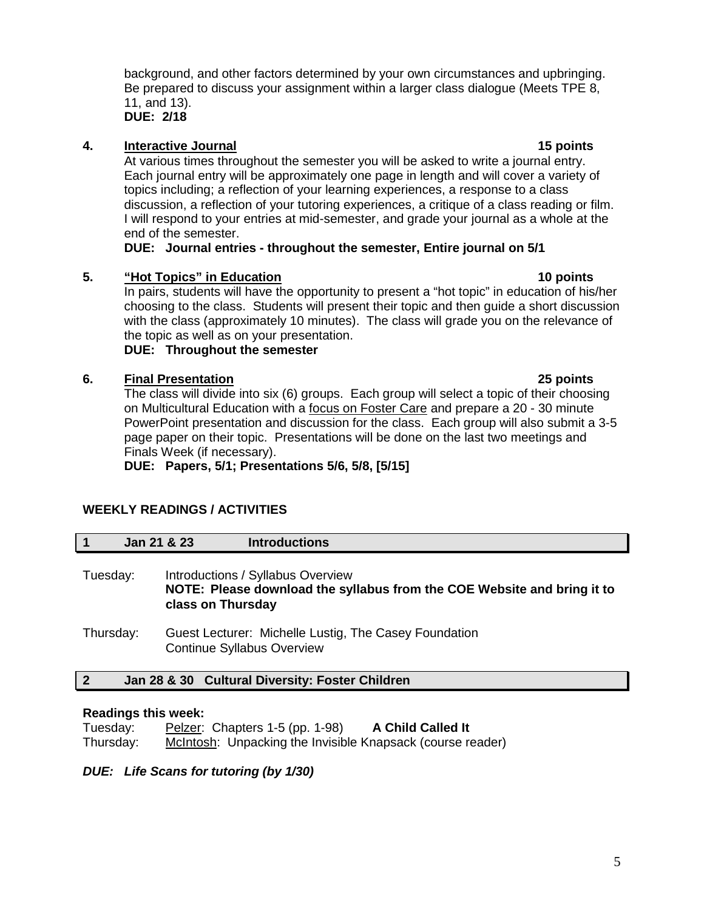background, and other factors determined by your own circumstances and upbringing. Be prepared to discuss your assignment within a larger class dialogue (Meets TPE 8, 11, and 13).
**DUE: 2/18**

4. **Interactive Journal** **15 points**
At various times throughout the semester you will be asked to write a journal entry. Each journal entry will be approximately one page in length and will cover a variety of topics including; a reflection of your learning experiences, a response to a class discussion, a reflection of your tutoring experiences, a critique of a class reading or film. I will respond to your entries at mid-semester, and grade your journal as a whole at the end of the semester.
**DUE: Journal entries - throughout the semester, Entire journal on 5/1**

5. **"Hot Topics" in Education** **10 points**
In pairs, students will have the opportunity to present a "hot topic" in education of his/her choosing to the class. Students will present their topic and then guide a short discussion with the class (approximately 10 minutes). The class will grade you on the relevance of the topic as well as on your presentation.
**DUE: Throughout the semester**

6. **Final Presentation** **25 points**
The class will divide into six (6) groups. Each group will select a topic of their choosing on Multicultural Education with a focus on Foster Care and prepare a 20 - 30 minute PowerPoint presentation and discussion for the class. Each group will also submit a 3-5 page paper on their topic. Presentations will be done on the last two meetings and Finals Week (if necessary).
**DUE: Papers, 5/1; Presentations 5/6, 5/8, [5/15]**

## WEEKLY READINGS / ACTIVITIES

### 1 Jan 21 & 23 Introductions

Tuesday: Introductions / Syllabus Overview
**NOTE: Please download the syllabus from the COE Website and bring it to class on Thursday**

Thursday: Guest Lecturer: Michelle Lustig, The Casey Foundation
Continue Syllabus Overview

### 2 Jan 28 & 30 Cultural Diversity: Foster Children

**Readings this week:**
Tuesday: Pelzer: Chapters 1-5 (pp. 1-98) **A Child Called It**
Thursday: McIntosh: Unpacking the Invisible Knapsack (course reader)

***DUE: Life Scans for tutoring (by 1/30)***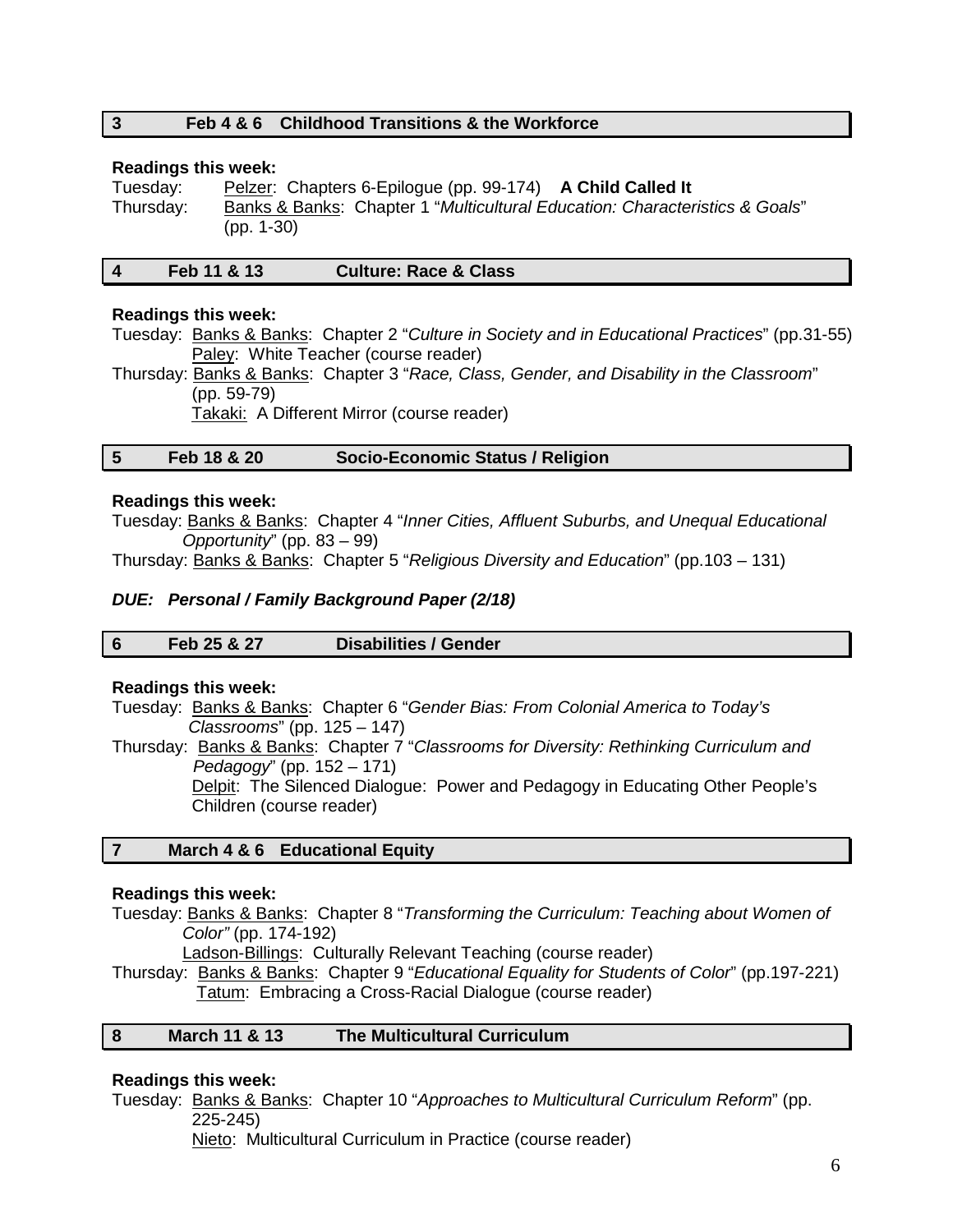### 3 Feb 4 & 6 Childhood Transitions & the Workforce

**Readings this week:**

Tuesday: Pelzer: Chapters 6-Epilogue (pp. 99-174) **A Child Called It**

Thursday: Banks & Banks: Chapter 1 "*Multicultural Education: Characteristics & Goals*" (pp. 1-30)

### 4 Feb 11 & 13 Culture: Race & Class

**Readings this week:**

Tuesday: Banks & Banks: Chapter 2 "*Culture in Society and in Educational Practices*" (pp.31-55)
Paley: White Teacher (course reader)

Thursday: Banks & Banks: Chapter 3 "*Race, Class, Gender, and Disability in the Classroom*" (pp. 59-79)
Takaki: A Different Mirror (course reader)

### 5 Feb 18 & 20 Socio-Economic Status / Religion

**Readings this week:**

Tuesday: Banks & Banks: Chapter 4 "*Inner Cities, Affluent Suburbs, and Unequal Educational Opportunity*" (pp. 83 – 99)

Thursday: Banks & Banks: Chapter 5 "*Religious Diversity and Education*" (pp.103 – 131)

***DUE: Personal / Family Background Paper (2/18)***

### 6 Feb 25 & 27 Disabilities / Gender

**Readings this week:**

Tuesday: Banks & Banks: Chapter 6 "*Gender Bias: From Colonial America to Today's Classrooms*" (pp. 125 – 147)

Thursday: Banks & Banks: Chapter 7 "*Classrooms for Diversity: Rethinking Curriculum and Pedagogy*" (pp. 152 – 171)
Delpit: The Silenced Dialogue: Power and Pedagogy in Educating Other People's Children (course reader)

### 7 March 4 & 6 Educational Equity

**Readings this week:**

Tuesday: Banks & Banks: Chapter 8 "*Transforming the Curriculum: Teaching about Women of Color"* (pp. 174-192)
Ladson-Billings: Culturally Relevant Teaching (course reader)

Thursday: Banks & Banks: Chapter 9 "*Educational Equality for Students of Color*" (pp.197-221)
Tatum: Embracing a Cross-Racial Dialogue (course reader)

### 8 March 11 & 13 The Multicultural Curriculum

**Readings this week:**

Tuesday: Banks & Banks: Chapter 10 "*Approaches to Multicultural Curriculum Reform*" (pp. 225-245)
Nieto: Multicultural Curriculum in Practice (course reader)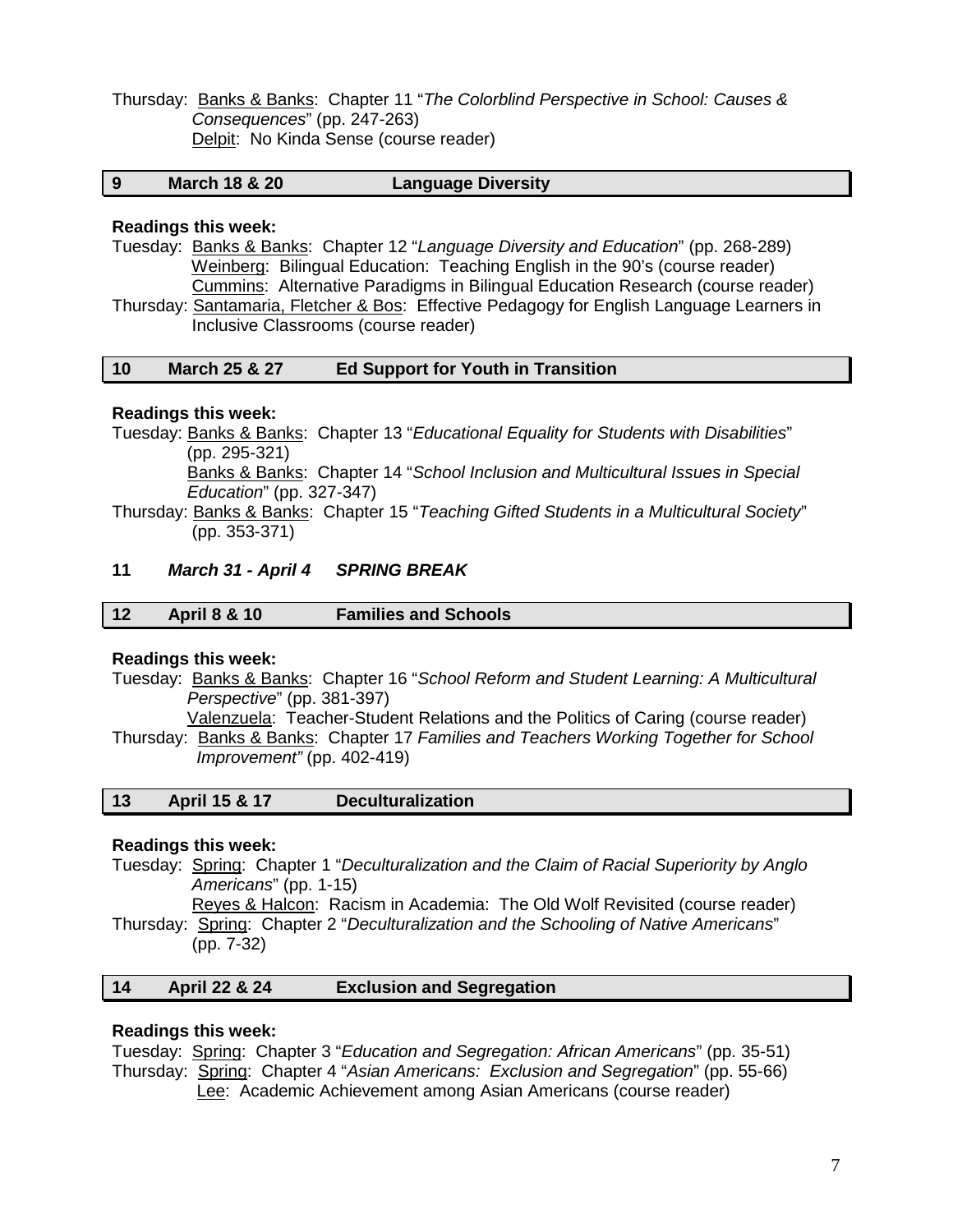Thursday: Banks & Banks: Chapter 11 "*The Colorblind Perspective in School: Causes & Consequences*" (pp. 247-263)
Delpit: No Kinda Sense (course reader)

| 9 | March 18 & 20 | Language Diversity |
|---|---|---|

**Readings this week:**

Tuesday: Banks & Banks: Chapter 12 "*Language Diversity and Education*" (pp. 268-289)
Weinberg: Bilingual Education: Teaching English in the 90's (course reader)
Cummins: Alternative Paradigms in Bilingual Education Research (course reader)

Thursday: Santamaria, Fletcher & Bos: Effective Pedagogy for English Language Learners in Inclusive Classrooms (course reader)

| 10 | March 25 & 27 | Ed Support for Youth in Transition |
|---|---|---|

**Readings this week:**

Tuesday: Banks & Banks: Chapter 13 "*Educational Equality for Students with Disabilities*" (pp. 295-321)
Banks & Banks: Chapter 14 "*School Inclusion and Multicultural Issues in Special Education*" (pp. 327-347)

Thursday: Banks & Banks: Chapter 15 "*Teaching Gifted Students in a Multicultural Society*" (pp. 353-371)

**11** ***March 31 - April 4*** ***SPRING BREAK***

| 12 | April 8 & 10 | Families and Schools |
|---|---|---|

**Readings this week:**

Tuesday: Banks & Banks: Chapter 16 "*School Reform and Student Learning: A Multicultural Perspective*" (pp. 381-397)
Valenzuela: Teacher-Student Relations and the Politics of Caring (course reader)

Thursday: Banks & Banks: Chapter 17 *Families and Teachers Working Together for School Improvement"* (pp. 402-419)

| 13 | April 15 & 17 | Deculturalization |
|---|---|---|

**Readings this week:**

Tuesday: Spring: Chapter 1 "*Deculturalization and the Claim of Racial Superiority by Anglo Americans*" (pp. 1-15)
Reyes & Halcon: Racism in Academia: The Old Wolf Revisited (course reader)

Thursday: Spring: Chapter 2 "*Deculturalization and the Schooling of Native Americans*" (pp. 7-32)

| 14 | April 22 & 24 | Exclusion and Segregation |
|---|---|---|

**Readings this week:**

Tuesday: Spring: Chapter 3 "*Education and Segregation: African Americans*" (pp. 35-51)

Thursday: Spring: Chapter 4 "*Asian Americans: Exclusion and Segregation*" (pp. 55-66)
Lee: Academic Achievement among Asian Americans (course reader)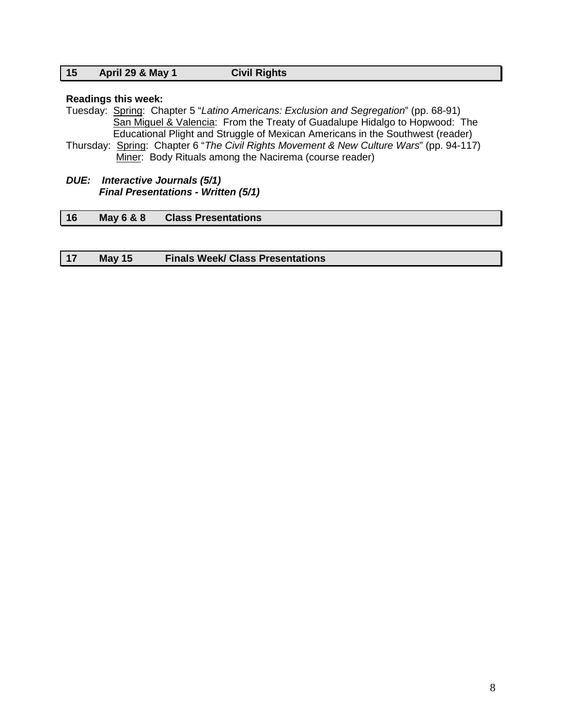**15 April 29 & May 1 Civil Rights**

**Readings this week:**

Tuesday: Spring: Chapter 5 "*Latino Americans: Exclusion and Segregation*" (pp. 68-91)
San Miguel & Valencia: From the Treaty of Guadalupe Hidalgo to Hopwood: The Educational Plight and Struggle of Mexican Americans in the Southwest (reader)

Thursday: Spring: Chapter 6 "*The Civil Rights Movement & New Culture Wars*" (pp. 94-117)
Miner: Body Rituals among the Nacirema (course reader)

***DUE: Interactive Journals (5/1)***
***Final Presentations - Written (5/1)***

**16 May 6 & 8 Class Presentations**

**17 May 15 Finals Week/ Class Presentations**